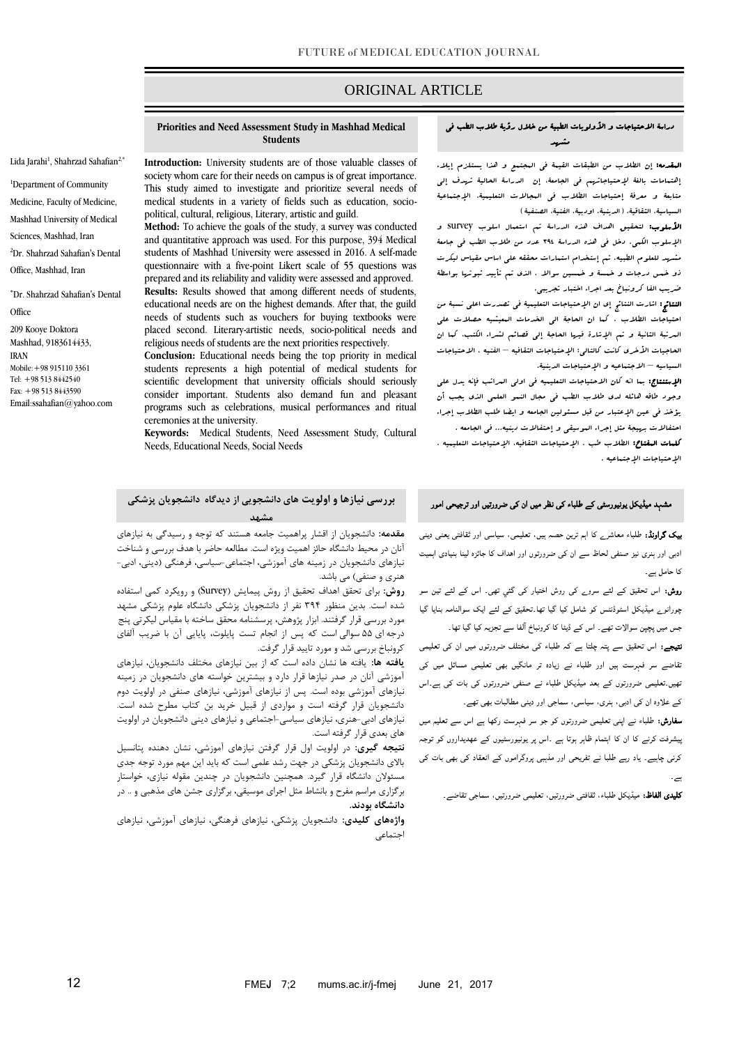ORIGINAL ARTICLE

# Priorities and Need Assessment Study in Mashhad Medical Students

Lida Jarahi[1], Shahrzad Sahafian[2,*]

[1]Department of Community Medicine, Faculty of Medicine, Mashhad University of Medical Sciences, Mashhad, Iran

[2]Dr. Shahrzad Sahafian's Dental Office, Mashhad, Iran

[*]Dr. Shahrzad Sahafian's Dental Office

209 Kooye Doktora

Mashhad, 9183614433, IRAN

Mobile:+98 915110 3361

Tel: +98 513 8442540

Fax: +98 513 8443590

Email:ssahafian@yahoo.com

**Introduction:** University students are of those valuable classes of society whom care for their needs on campus is of great importance. This study aimed to investigate and prioritize several needs of medical students in a variety of fields such as education, socio-political, cultural, religious, Literary, artistic and guild.

**Method:** To achieve the goals of the study, a survey was conducted and quantitative approach was used. For this purpose, 394 Medical students of Mashhad University were assessed in 2016. A self-made questionnaire with a five-point Likert scale of 55 questions was prepared and its reliability and validity were assessed and approved.

**Results:** Results showed that among different needs of students, educational needs are on the highest demands. After that, the guild needs of students such as vouchers for buying textbooks were placed second. Literary-artistic needs, socio-political needs and religious needs of students are the next priorities respectively.

**Conclusion:** Educational needs being the top priority in medical students represents a high potential of medical students for scientific development that university officials should seriously consider important. Students also demand fun and pleasant programs such as celebrations, musical performances and ritual ceremonies at the university.

**Keywords:** Medical Students, Need Assessment Study, Cultural Needs, Educational Needs, Social Needs

## دراسة الاحتیاجات و الأولویات الطبیة من خلال رؤیة طلاب الطب في مشهد

**المقدمة:** إن الطلاب من الطبقات القیمة في المجتمع و هذا یستلزم إیلاء إهتمامات بالغة لإحتیاجاتهم في الجامعة. إن الدراسة الحالیة تهدف إلى متابعة و معرفة إحتیاجات الطلاب في المجالات التعلیمیة، الإجتماعیة السیاسیة، الثقافیة، (الدینیة، ادوبیة، الفنیة، الصنفیة)

**الأسلوب:** لتحقیق اهداف هذه الدراسة تم استعمال اسلوب survey و الإسلوب الكمي. دخل في هذه الدراسة ٣٩٤ عدد من طلاب الطب في جامعة مشهد للعلوم الطبیة. تم إستخدام استمارات محققه على اساس مقیاس لیکرت ذو خمس درجات و خمسة و خمسین سوال ، الذي تم تأیید ثبوتها بواسطة ضریب الفا کرونباخ بعد اجراء اختبار تجریبي.

**النتائج:** اشارت النتائج إلی ان الإحتیاجات التعلیمیة في تصدرت اعلی نسبة من احتیاجات الطلاب ، کما ان الحاجة الی الخدمات المعیشیه حصلات علی المرتبة الثانیة و تم الإشارة فیها الحاجة إلی قصائم لشراء الکتب، کما ان الحاجیات الأخری کانت کالتالي: الإحتیاجات الثقافیه – الفنیه ، الاحتیاجات السیاسیه – الاجتماعیه و الإحتیاجات الدینیة.

**الإستنتاج:** بما انه کان الاحتیاجات التعلیمیه في اولی المراتب فإنه یدل علی وجود طاقة هائله لدی طلاب الطب في مجال النمو العلمي الذي یجب أن یؤخذ في عین الإعتبار من قبل مسئولین الجامعه و ایضا طلب الطلاب إجراء احتفالات بهیجة مثل إجراء الموسیقی و إحتفالات دینیه... في الجامعه .

**کلمات المفتاح:** الطلاب طب ، الإحتیاجات الثقافیه، الإحتیاجات التعلیمیه ، الإحتیاجات الإجتماعیه .

## بررسی نیازها و اولویت های دانشجویی از دیدگاه دانشجویان پزشکی مشهد

**مقدمه:** دانشجویان از اقشار پراهمیت جامعه هستند که توجه و رسیدگی به نیازهای آنان در محیط دانشگاه حائز اهمیت ویژه است. مطالعه حاضر با هدف بررسی و شناخت نیازهای دانشجویان در زمینه های آموزشی، اجتماعی-سیاسی، فرهنگی (دینی، ادبی-هنری و صنفی) می باشد.

**روش:** برای تحقق اهداف تحقیق از روش پیمایش (Survey) و رویکرد کمی استفاده شده است. بدین منظور ۳۹۴ نفر از دانشجویان پزشکی دانشگاه علوم پزشکی مشهد مورد بررسی قرار گرفتند. ابزار پژوهش، پرسشنامه محقق ساخته با مقیاس لیکرتی پنج درجه ای ۵۵ سوالی است که پس از انجام تست پایلوت، پایایی آن با ضریب آلفای کرونباخ بررسی شد و مورد تایید قرار گرفت.

**یافته ها:** یافته ها نشان داده است که از بین نیازهای مختلف دانشجویان، نیازهای آموزشی آنان در صدر نیازها قرار دارد و بیشترین خواسته های دانشجویان در زمینه نیازهای آموزشی بوده است. پس از نیازهای آموزشی، نیازهای صنفی در اولویت دوم دانشجویان قرار گرفته است و مواردی از قبیل خرید بن کتاب مطرح شده است. نیازهای ادبی-هنری، نیازهای سیاسی-اجتماعی و نیازهای دینی دانشجویان در اولویت های بعدی قرار گرفته است.

**نتیجه گیری:** در اولویت اول قرار گرفتن نیازهای آموزشی، نشان دهنده پتانسیل بالای دانشجویان پزشکی در جهت رشد علمی است که باید این مهم مورد توجه جدی مسئولان دانشگاه قرار گیرد. همچنین دانشجویان در چندین مقوله نیازی، خواستار برگزاری مراسم مفرح و بانشاط مثل اجرای موسیقی، برگزاری جشن های مذهبی و .. در **دانشگاه بودند.**

**واژه‌های کلیدی:** دانشجویان پزشکی، نیازهای فرهنگی، نیازهای آموزشی، نیازهای اجتماعی

## مشہد میڈیکل یونیورسٹی کے طلباء کی نظر میں ان کی ضرورتیں اور ترجیحی امور

**بیک گراونڈ:** طلباء معاشرے کا اہم ترین حصہ ہیں، تعلیمی، سیاسی اور ثقافتی یعنی دینی ادبی اور ہنری نیز صنفی لحاظ سے ان کی ضرورتوں اور اہداف کا جائزہ لینا بنیادی اہمیت کا حامل ہے۔

**روش:** اس تحقیق کے لئے سروے کی روش اختیار کی گئي تھی۔ اس کے لئے تین سو چورانوے میڈیکل اسٹوڈنٹس کو شامل کیا گیا تھا۔تحقیق کے لئے ایک سوالنامہ بنایا گيا جس میں پچپن سوالات تھے۔ اس کے ڈیٹا کا کرونباخ آلفا سے تجزیہ کیا گیا تھا۔

**نتیجے:** اس تحقیق سے پتہ چلتا ہے کہ طلباء کی مختلف ضرورتوں میں ان کی تعلیمی تقاضے سر فہرست ہیں اور طلباء نے زیادہ تر مانگیں بھی تعلیمی مسائل میں کی تھیں۔تعلیمی ضرورتوں کے بعد میڈیکل طلباء نے صنفی ضرورتوں کی بات کی ہے۔اس کے علاوہ ان کی ادبی، ہنری، سیاسی، سماجی اور دینی مطالبات بھی تھے۔

**سفارش:** طلباء نے اپنی تعلیمی ضرورتوں کو جو سر فہرست رکھا ہے اس سے تعلیم میں پیشرفت کرنے کا ان کا اہتمام ظاہر ہوتا ہے ۔اس پر یونیورسٹیوں کے عہدیداروں کو توجہ کرنی چاہیے۔ یاد رہے طلبا نے تفریحی اور مذہبی پروگراموں کے انعقاد کی بھی بات کی ہے۔

**کلیدی الفاظ:** میڈیکل طلباء، ثقافتی ضرورتیں، تعلیمی ضرورتیں، سماجی تقاضے۔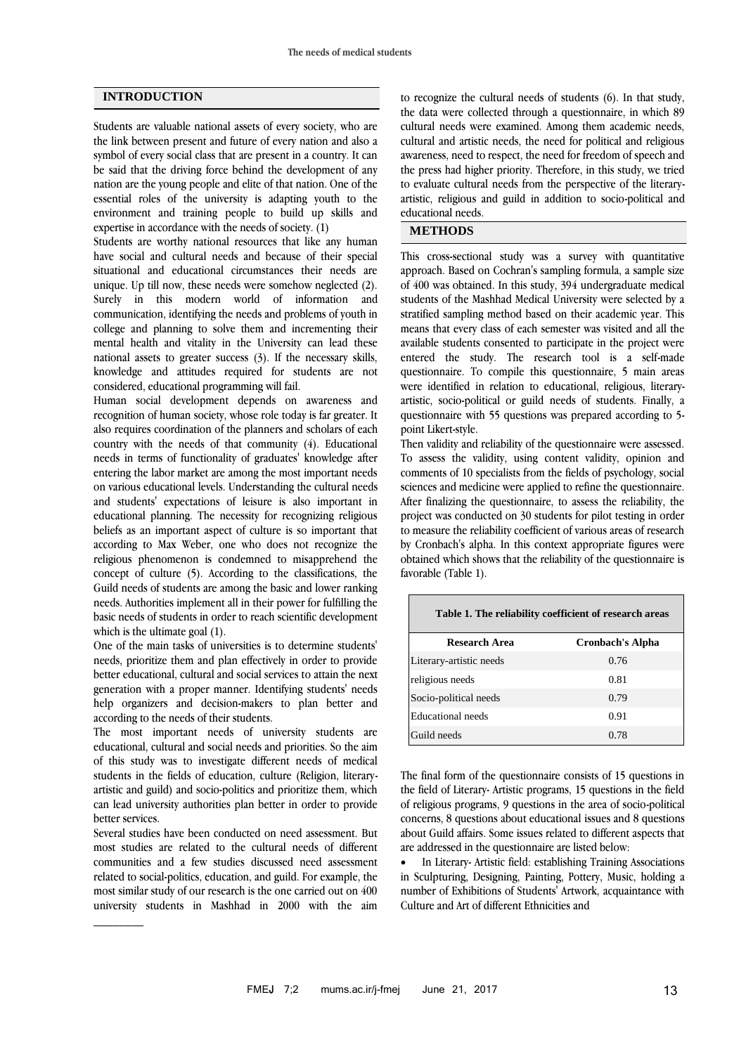## INTRODUCTION

Students are valuable national assets of every society, who are the link between present and future of every nation and also a symbol of every social class that are present in a country. It can be said that the driving force behind the development of any nation are the young people and elite of that nation. One of the essential roles of the university is adapting youth to the environment and training people to build up skills and expertise in accordance with the needs of society. (1)

Students are worthy national resources that like any human have social and cultural needs and because of their special situational and educational circumstances their needs are unique. Up till now, these needs were somehow neglected (2). Surely in this modern world of information and communication, identifying the needs and problems of youth in college and planning to solve them and incrementing their mental health and vitality in the University can lead these national assets to greater success (3). If the necessary skills, knowledge and attitudes required for students are not considered, educational programming will fail.

Human social development depends on awareness and recognition of human society, whose role today is far greater. It also requires coordination of the planners and scholars of each country with the needs of that community (4). Educational needs in terms of functionality of graduates' knowledge after entering the labor market are among the most important needs on various educational levels. Understanding the cultural needs and students' expectations of leisure is also important in educational planning. The necessity for recognizing religious beliefs as an important aspect of culture is so important that according to Max Weber, one who does not recognize the religious phenomenon is condemned to misapprehend the concept of culture (5). According to the classifications, the Guild needs of students are among the basic and lower ranking needs. Authorities implement all in their power for fulfilling the basic needs of students in order to reach scientific development which is the ultimate goal (1).

One of the main tasks of universities is to determine students' needs, prioritize them and plan effectively in order to provide better educational, cultural and social services to attain the next generation with a proper manner. Identifying students' needs help organizers and decision-makers to plan better and according to the needs of their students.

The most important needs of university students are educational, cultural and social needs and priorities. So the aim of this study was to investigate different needs of medical students in the fields of education, culture (Religion, literary-artistic and guild) and socio-politics and prioritize them, which can lead university authorities plan better in order to provide better services.

Several studies have been conducted on need assessment. But most studies are related to the cultural needs of different communities and a few studies discussed need assessment related to social-politics, education, and guild. For example, the most similar study of our research is the one carried out on 400 university students in Mashhad in 2000 with the aim to recognize the cultural needs of students (6). In that study, the data were collected through a questionnaire, in which 89 cultural needs were examined. Among them academic needs, cultural and artistic needs, the need for political and religious awareness, need to respect, the need for freedom of speech and the press had higher priority. Therefore, in this study, we tried to evaluate cultural needs from the perspective of the literary-artistic, religious and guild in addition to socio-political and educational needs.

## METHODS

This cross-sectional study was a survey with quantitative approach. Based on Cochran's sampling formula, a sample size of 400 was obtained. In this study, 394 undergraduate medical students of the Mashhad Medical University were selected by a stratified sampling method based on their academic year. This means that every class of each semester was visited and all the available students consented to participate in the project were entered the study. The research tool is a self-made questionnaire. To compile this questionnaire, 5 main areas were identified in relation to educational, religious, literary-artistic, socio-political or guild needs of students. Finally, a questionnaire with 55 questions was prepared according to 5-point Likert-style.

Then validity and reliability of the questionnaire were assessed. To assess the validity, using content validity, opinion and comments of 10 specialists from the fields of psychology, social sciences and medicine were applied to refine the questionnaire. After finalizing the questionnaire, to assess the reliability, the project was conducted on 30 students for pilot testing in order to measure the reliability coefficient of various areas of research by Cronbach's alpha. In this context appropriate figures were obtained which shows that the reliability of the questionnaire is favorable (Table 1).

**Table 1. The reliability coefficient of research areas**

| Research Area | Cronbach's Alpha |
|---|---|
| Literary-artistic needs | 0.76 |
| religious needs | 0.81 |
| Socio-political needs | 0.79 |
| Educational needs | 0.91 |
| Guild needs | 0.78 |

The final form of the questionnaire consists of 15 questions in the field of Literary- Artistic programs, 15 questions in the field of religious programs, 9 questions in the area of socio-political concerns, 8 questions about educational issues and 8 questions about Guild affairs. Some issues related to different aspects that are addressed in the questionnaire are listed below:

- In Literary- Artistic field: establishing Training Associations in Sculpturing, Designing, Painting, Pottery, Music, holding a number of Exhibitions of Students' Artwork, acquaintance with Culture and Art of different Ethnicities and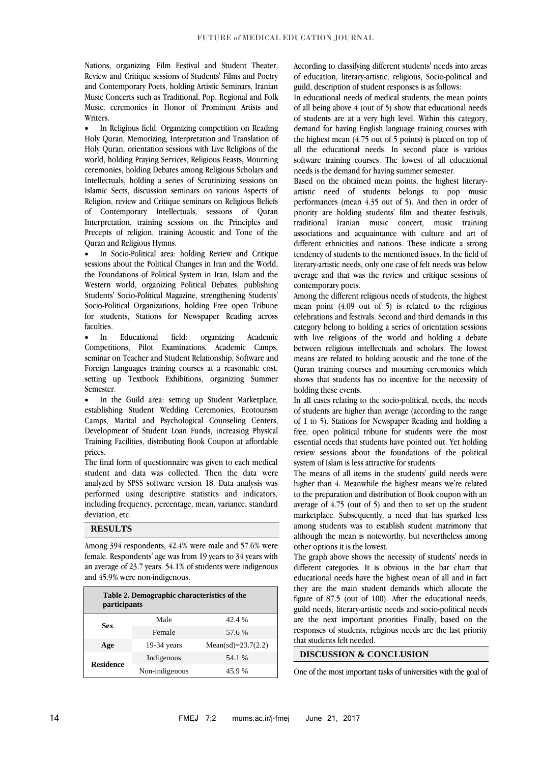Nations, organizing Film Festival and Student Theater, Review and Critique sessions of Students' Films and Poetry and Contemporary Poets, holding Artistic Seminars, Iranian Music Concerts such as Traditional, Pop, Regional and Folk Music, ceremonies in Honor of Prominent Artists and Writers.

- In Religious field: Organizing competition on Reading Holy Quran, Memorizing, Interpretation and Translation of Holy Quran, orientation sessions with Live Religions of the world, holding Praying Services, Religious Feasts, Mourning ceremonies, holding Debates among Religious Scholars and Intellectuals, holding a series of Scrutinizing sessions on Islamic Sects, discussion seminars on various Aspects of Religion, review and Critique seminars on Religious Beliefs of Contemporary Intellectuals, sessions of Quran Interpretation, training sessions on the Principles and Precepts of religion, training Acoustic and Tone of the Quran and Religious Hymns.
- In Socio-Political area: holding Review and Critique sessions about the Political Changes in Iran and the World, the Foundations of Political System in Iran, Islam and the Western world, organizing Political Debates, publishing Students' Socio-Political Magazine, strengthening Students' Socio-Political Organizations, holding Free open Tribune for students, Stations for Newspaper Reading across faculties.
- In Educational field: organizing Academic Competitions, Pilot Examinations, Academic Camps, seminar on Teacher and Student Relationship, Software and Foreign Languages training courses at a reasonable cost, setting up Textbook Exhibitions, organizing Summer Semester.
- In the Guild area: setting up Student Marketplace, establishing Student Wedding Ceremonies, Ecotourism Camps, Marital and Psychological Counseling Centers, Development of Student Loan Funds, increasing Physical Training Facilities, distributing Book Coupon at affordable prices.

The final form of questionnaire was given to each medical student and data was collected. Then the data were analyzed by SPSS software version 18. Data analysis was performed using descriptive statistics and indicators, including frequency, percentage, mean, variance, standard deviation, etc.

## RESULTS

Among 394 respondents, 42.4% were male and 57.6% were female. Respondents' age was from 19 years to 34 years with an average of 23.7 years. 54.1% of students were indigenous and 45.9% were non-indigenous.

**Table 2. Demographic characteristics of the participants**

| | | |
|---|---|---|
| **Sex** | Male | 42.4 % |
| | Female | 57.6 % |
| **Age** | 19-34 years | Mean(sd)=23.7(2.2) |
| **Residence** | Indigenous | 54.1 % |
| | Non-indigenous | 45.9 % |

According to classifying different students' needs into areas of education, literary-artistic, religious, Socio-political and guild, description of student responses is as follows:

In educational needs of medical students, the mean points of all being above 4 (out of 5) show that educational needs of students are at a very high level. Within this category, demand for having English language training courses with the highest mean (4.75 out of 5 points) is placed on top of all the educational needs. In second place is various software training courses. The lowest of all educational needs is the demand for having summer semester.

Based on the obtained mean points, the highest literary-artistic need of students belongs to pop music performances (mean 4.35 out of 5). And then in order of priority are holding students' film and theater festivals, traditional Iranian music concert, music training associations and acquaintance with culture and art of different ethnicities and nations. These indicate a strong tendency of students to the mentioned issues. In the field of literary-artistic needs, only one case of felt needs was below average and that was the review and critique sessions of contemporary poets.

Among the different religious needs of students, the highest mean point (4.09 out of 5) is related to the religious celebrations and festivals. Second and third demands in this category belong to holding a series of orientation sessions with live religions of the world and holding a debate between religious intellectuals and scholars. The lowest means are related to holding acoustic and the tone of the Quran training courses and mourning ceremonies which shows that students has no incentive for the necessity of holding these events.

In all cases relating to the socio-political, needs, the needs of students are higher than average (according to the range of 1 to 5). Stations for Newspaper Reading and holding a free, open political tribune for students were the most essential needs that students have pointed out. Yet holding review sessions about the foundations of the political system of Islam is less attractive for students.

The means of all items in the students' guild needs were higher than 4. Meanwhile the highest means we're related to the preparation and distribution of Book coupon with an average of 4.75 (out of 5) and then to set up the student marketplace. Subsequently, a need that has sparked less among students was to establish student matrimony that although the mean is noteworthy, but nevertheless among other options it is the lowest.

The graph above shows the necessity of students' needs in different categories. It is obvious in the bar chart that educational needs have the highest mean of all and in fact they are the main student demands which allocate the figure of 87.5 (out of 100). After the educational needs, guild needs, literary-artistic needs and socio-political needs are the next important priorities. Finally, based on the responses of students, religious needs are the last priority that students felt needed.

## DISCUSSION & CONCLUSION

One of the most important tasks of universities with the goal of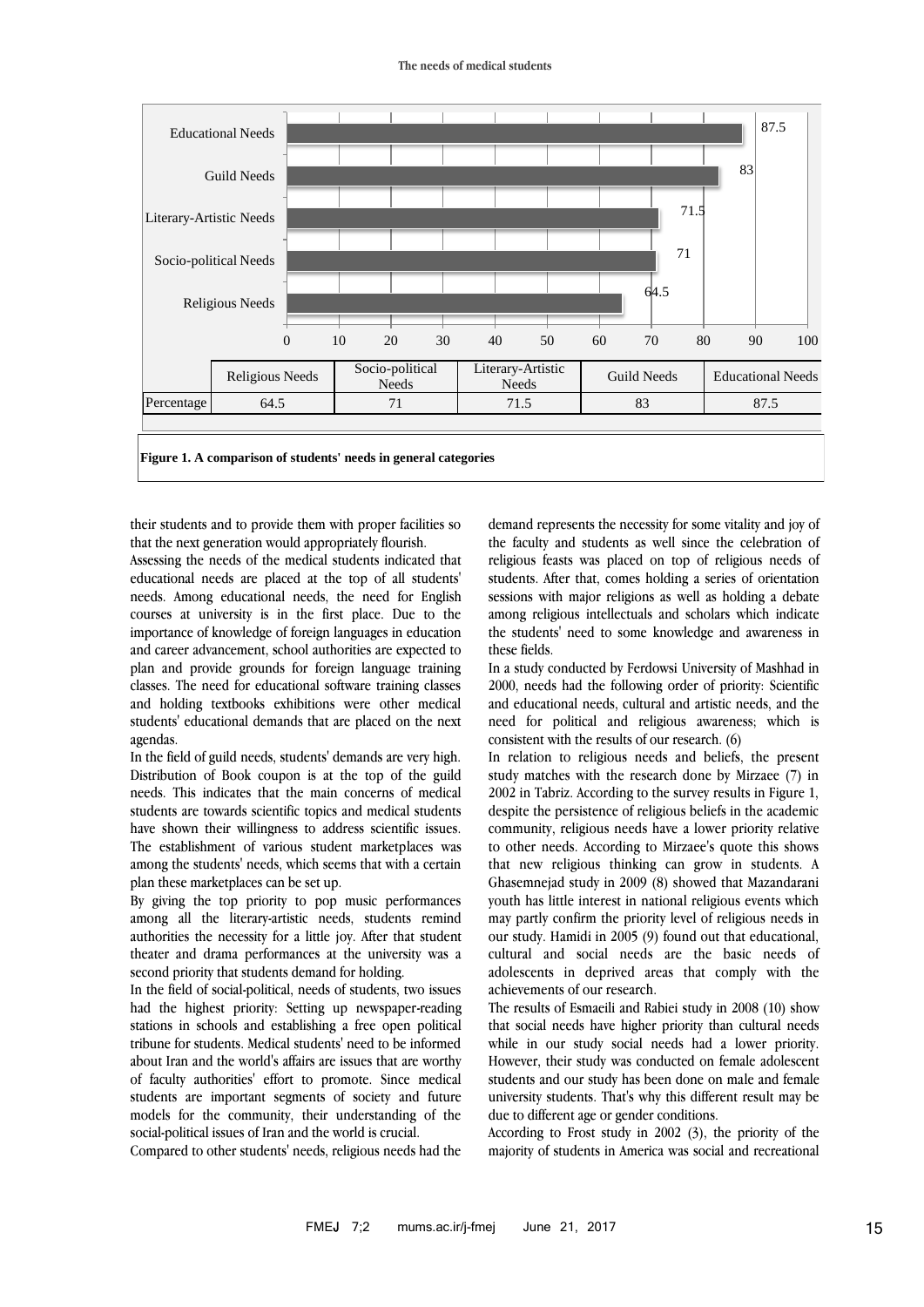| | Religious Needs | Socio-political Needs | Literary-Artistic Needs | Guild Needs | Educational Needs |
|---|---|---|---|---|---|
| Percentage | 64.5 | 71 | 71.5 | 83 | 87.5 |

**Figure 1. A comparison of students' needs in general categories**

their students and to provide them with proper facilities so that the next generation would appropriately flourish.

Assessing the needs of the medical students indicated that educational needs are placed at the top of all students' needs. Among educational needs, the need for English courses at university is in the first place. Due to the importance of knowledge of foreign languages in education and career advancement, school authorities are expected to plan and provide grounds for foreign language training classes. The need for educational software training classes and holding textbooks exhibitions were other medical students' educational demands that are placed on the next agendas.

In the field of guild needs, students' demands are very high. Distribution of Book coupon is at the top of the guild needs. This indicates that the main concerns of medical students are towards scientific topics and medical students have shown their willingness to address scientific issues. The establishment of various student marketplaces was among the students' needs, which seems that with a certain plan these marketplaces can be set up.

By giving the top priority to pop music performances among all the literary-artistic needs, students remind authorities the necessity for a little joy. After that student theater and drama performances at the university was a second priority that students demand for holding.

In the field of social-political, needs of students, two issues had the highest priority: Setting up newspaper-reading stations in schools and establishing a free open political tribune for students. Medical students' need to be informed about Iran and the world's affairs are issues that are worthy of faculty authorities' effort to promote. Since medical students are important segments of society and future models for the community, their understanding of the social-political issues of Iran and the world is crucial.

Compared to other students' needs, religious needs had the demand represents the necessity for some vitality and joy of the faculty and students as well since the celebration of religious feasts was placed on top of religious needs of students. After that, comes holding a series of orientation sessions with major religions as well as holding a debate among religious intellectuals and scholars which indicate the students' need to some knowledge and awareness in these fields.

In a study conducted by Ferdowsi University of Mashhad in 2000, needs had the following order of priority: Scientific and educational needs, cultural and artistic needs, and the need for political and religious awareness; which is consistent with the results of our research. (6)

In relation to religious needs and beliefs, the present study matches with the research done by Mirzaee (7) in 2002 in Tabriz. According to the survey results in Figure 1, despite the persistence of religious beliefs in the academic community, religious needs have a lower priority relative to other needs. According to Mirzaee's quote this shows that new religious thinking can grow in students. A Ghasemnejad study in 2009 (8) showed that Mazandarani youth has little interest in national religious events which may partly confirm the priority level of religious needs in our study. Hamidi in 2005 (9) found out that educational, cultural and social needs are the basic needs of adolescents in deprived areas that comply with the achievements of our research.

The results of Esmaeili and Rabiei study in 2008 (10) show that social needs have higher priority than cultural needs while in our study social needs had a lower priority. However, their study was conducted on female adolescent students and our study has been done on male and female university students. That's why this different result may be due to different age or gender conditions.

According to Frost study in 2002 (3), the priority of the majority of students in America was social and recreational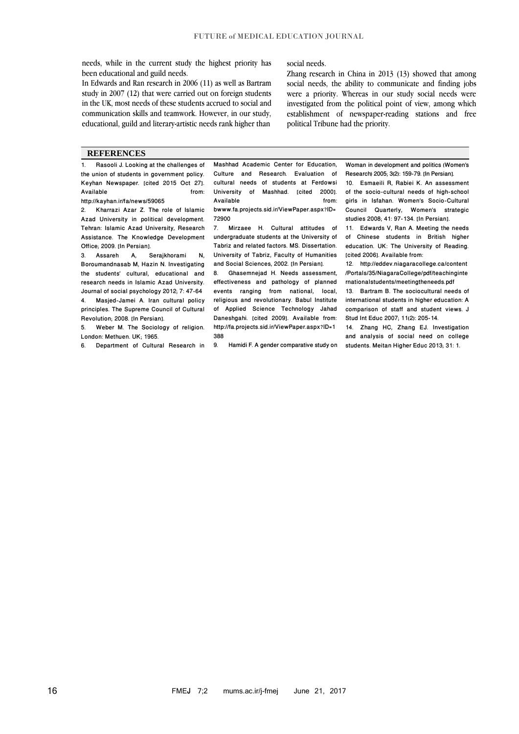needs, while in the current study the highest priority has been educational and guild needs.

In Edwards and Ran research in 2006 (11) as well as Bartram study in 2007 (12) that were carried out on foreign students in the UK, most needs of these students accrued to social and communication skills and teamwork. However, in our study, educational, guild and literary-artistic needs rank higher than social needs.

Zhang research in China in 2013 (13) showed that among social needs, the ability to communicate and finding jobs were a priority. Whereas in our study social needs were investigated from the political point of view, among which establishment of newspaper-reading stations and free political Tribune had the priority.

## REFERENCES

1. Rasooli J. Looking at the challenges of the union of students in government policy. Keyhan Newspaper. [cited 2015 Oct 27]. Available from: http://kayhan.ir/fa/news/59065
2. Kharrazi Azar Z. The role of Islamic Azad University in political development. Tehran: Islamic Azad University, Research Assistance. The Knowledge Development Office; 2009. [In Persian].
3. Assareh A, Serajkhorami N, Boroumandnasab M, Hazin N. Investigating the students' cultural, educational and research needs in Islamic Azad University. Journal of social psychology 2012; 7: 47-64
4. Masjed-Jamei A. Iran cultural policy principles. The Supreme Council of Cultural Revolution; 2008. [In Persian].
5. Weber M. The Sociology of religion. London: Methuen. UK; 1965.
6. Department of Cultural Research in Mashhad Academic Center for Education, Culture and Research. Evaluation of cultural needs of students at Ferdowsi University of Mashhad. [cited 2000]. Available from: bwww.fa.projects.sid.ir/ViewPaper.aspx?ID=72900
7. Mirzaee H. Cultural attitudes of undergraduate students at the University of Tabriz and related factors. MS. Dissertation. University of Tabriz, Faculty of Humanities and Social Sciences, 2002. [In Persian].
8. Ghasemnejad H. Needs assessment, effectiveness and pathology of planned events ranging from national, local, religious and revolutionary. Babul Institute of Applied Science Technology Jahad Daneshgahi. [cited 2009]. Available from: http://fa.projects.sid.ir/ViewPaper.aspx?ID=1388
9. Hamidi F. A gender comparative study on Woman in development and politics (Women's Research) 2005; 3(2): 159-79. [In Persian].
10. Esmaeili R, Rabiei K. An assessment of the socio-cultural needs of high-school girls in Isfahan. Women's Socio-Cultural Council Quarterly, Women's strategic studies 2008; 41: 97-134. [In Persian].
11. Edwards V, Ran A. Meeting the needs of Chinese students in British higher education. UK: The University of Reading. [cited 2006]. Available from:
12. http://eddev.niagaracollege.ca/content/Portals/35/NiagaraCollege/pdf/teachinginternationalstudents/meetingtheneeds.pdf
13. Bartram B. The sociocultural needs of international students in higher education: A comparison of staff and student views. J Stud Int Educ 2007; 11(2): 205-14.
14. Zhang HC, Zhang EJ. Investigation and analysis of social need on college students. Meitan Higher Educ 2013; 31: 1.